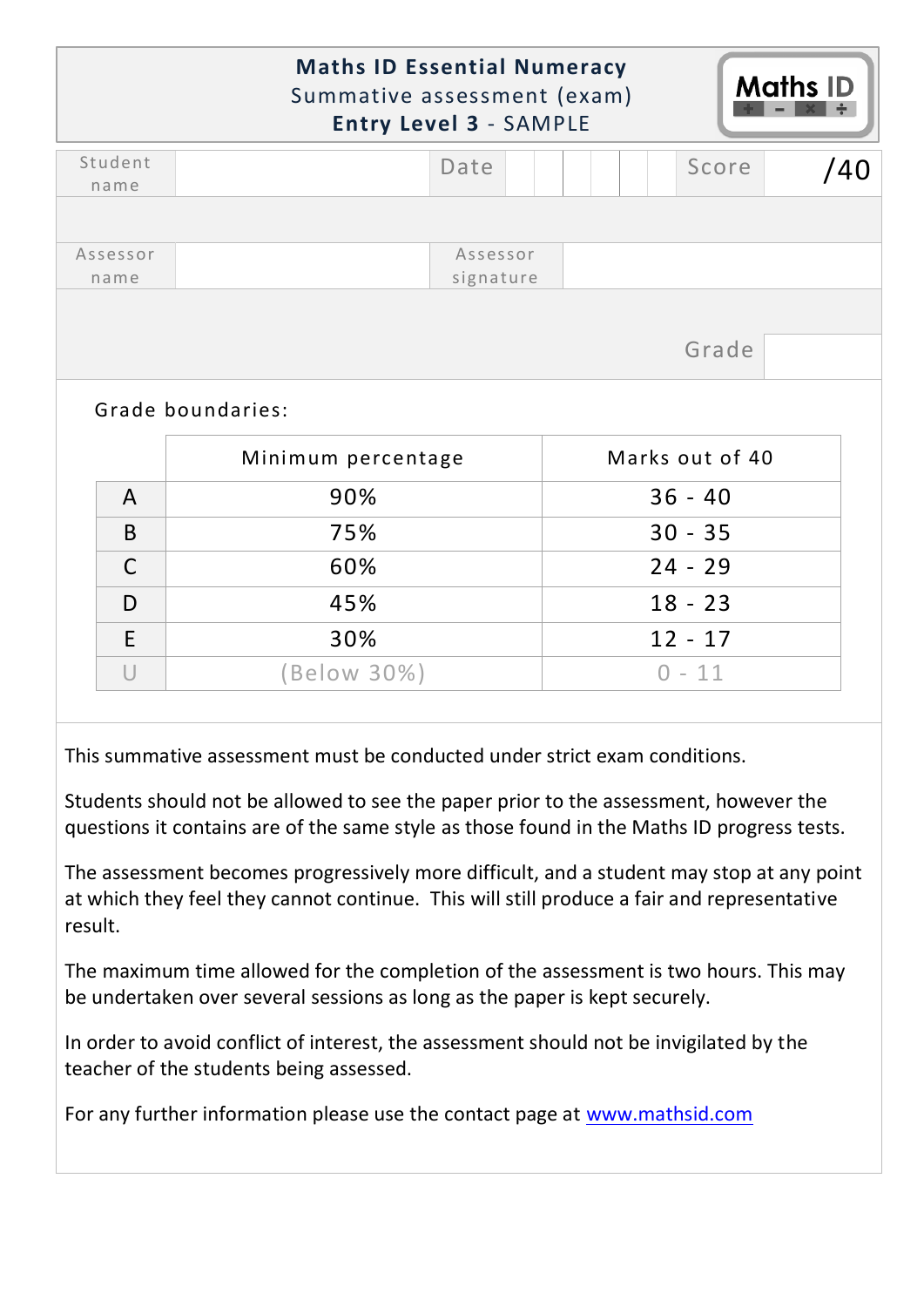# Maths ID Essential Numeracy

Summative assessment (exam)

**Entry Level 3** - SAMPLE

Maths ID

| Student name | | Date | | | | | | Score | /40 |
|---|---|---|---|---|---|---|---|---|---|

| Assessor name | | Assessor signature | |
|---|---|---|---|

Grade

Grade boundaries:

| | Minimum percentage | Marks out of 40 |
|---|---|---|
| A | 90% | 36 - 40 |
| B | 75% | 30 - 35 |
| C | 60% | 24 - 29 |
| D | 45% | 18 - 23 |
| E | 30% | 12 - 17 |
| U | (Below 30%) | 0 - 11 |

This summative assessment must be conducted under strict exam conditions.

Students should not be allowed to see the paper prior to the assessment, however the questions it contains are of the same style as those found in the Maths ID progress tests.

The assessment becomes progressively more difficult, and a student may stop at any point at which they feel they cannot continue. This will still produce a fair and representative result.

The maximum time allowed for the completion of the assessment is two hours. This may be undertaken over several sessions as long as the paper is kept securely.

In order to avoid conflict of interest, the assessment should not be invigilated by the teacher of the students being assessed.

For any further information please use the contact page at [www.mathsid.com](www.mathsid.com)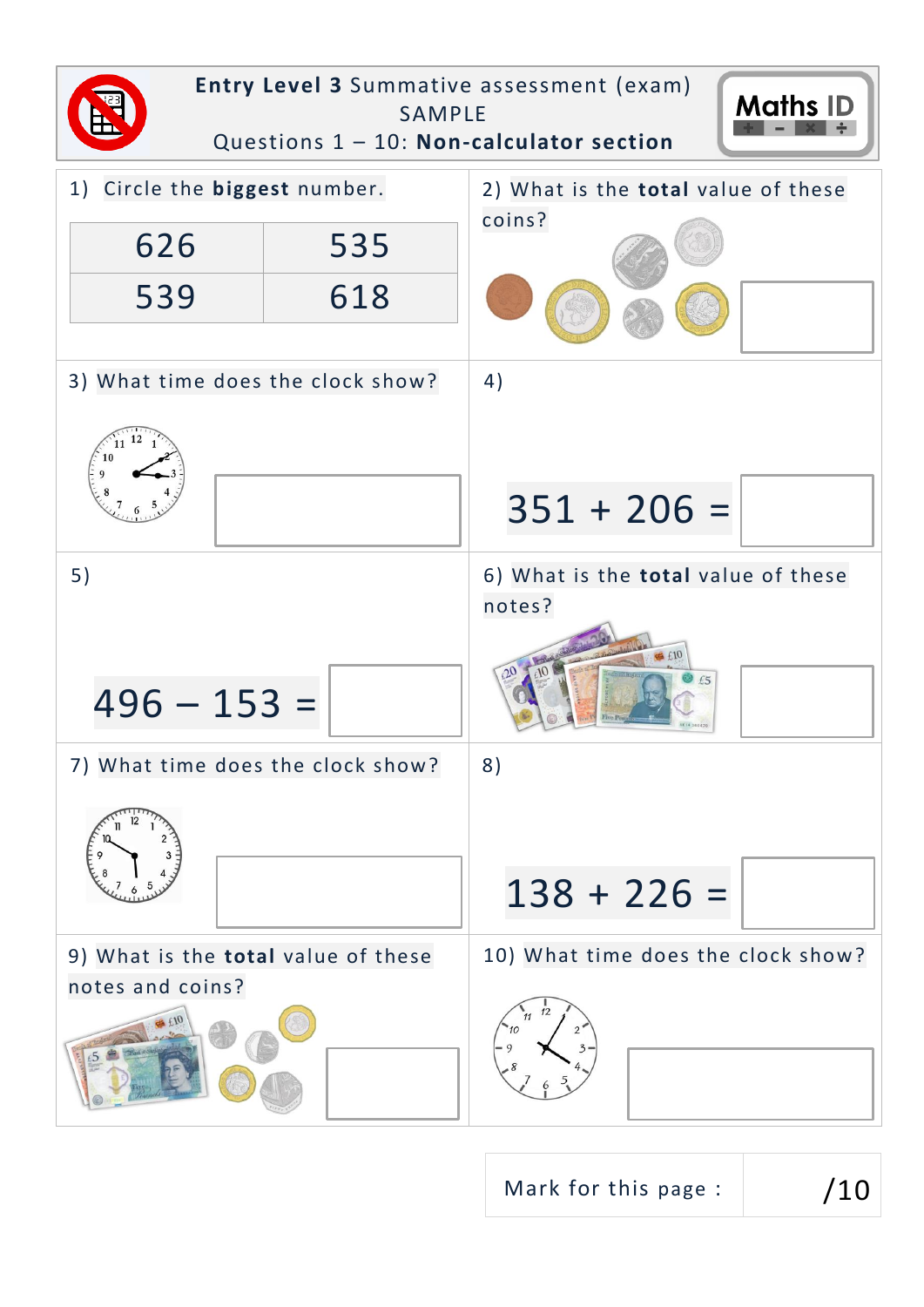**Entry Level 3** Summative assessment (exam)
SAMPLE
Questions 1 – 10: **Non-calculator section**

Maths ID

1) Circle the **biggest** number.

| 626 | 535 |
|---|---|
| 539 | 618 |

2) What is the **total** value of these coins?

3) What time does the clock show?

4) $351 + 206 =$

5) $496 – 153 =$

6) What is the **total** value of these notes?

7) What time does the clock show?

8) $138 + 226 =$

9) What is the **total** value of these notes and coins?

10) What time does the clock show?

Mark for this page : /10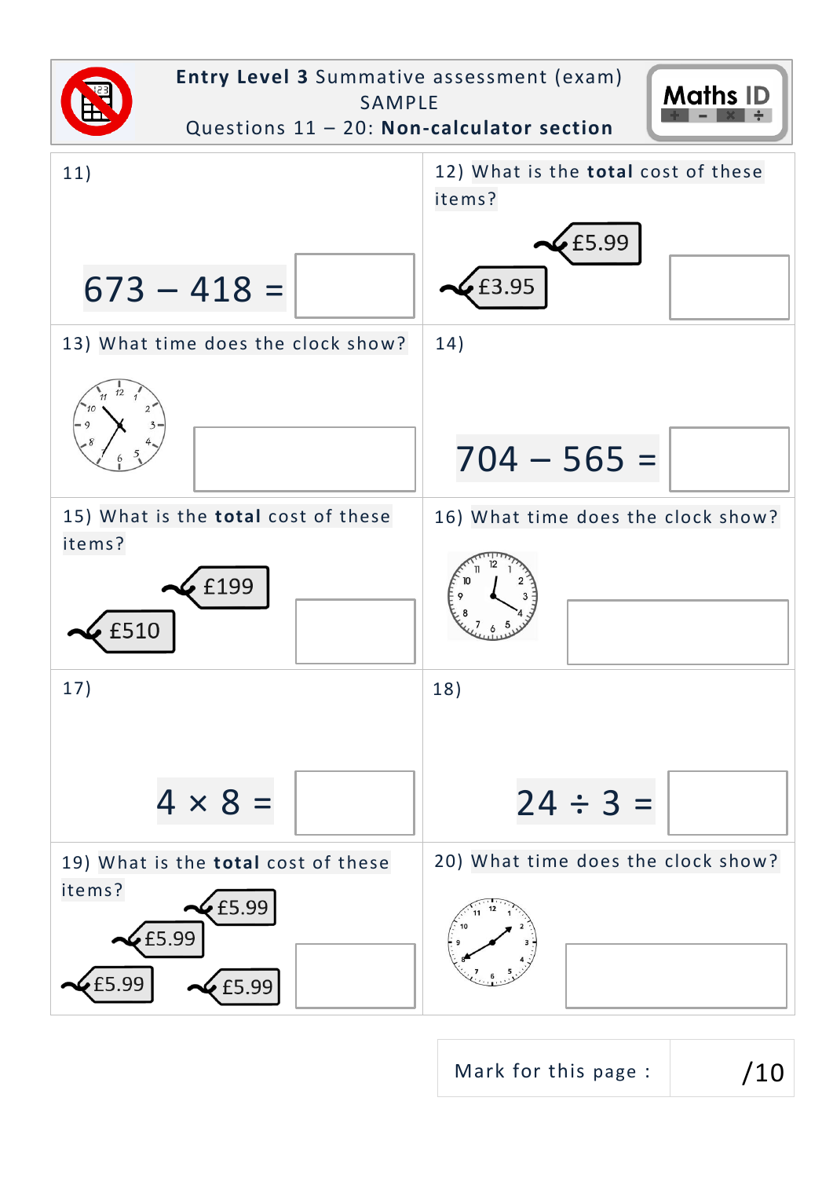**Entry Level 3** Summative assessment (exam)
SAMPLE
Questions 11 – 20: **Non-calculator section**

Maths ID

11)

$673 - 418 =$ ☐

12) What is the **total** cost of these items?

£5.99
£3.95

☐

13) What time does the clock show?

☐

14)

$704 - 565 =$ ☐

15) What is the **total** cost of these items?

£199
£510

☐

16) What time does the clock show?

☐

17)

$4 \times 8 =$ ☐

18)

$24 \div 3 =$ ☐

19) What is the **total** cost of these items?

£5.99
£5.99
£5.99
£5.99

☐

20) What time does the clock show?

☐

| Mark for this page : | /10 |
|---|---|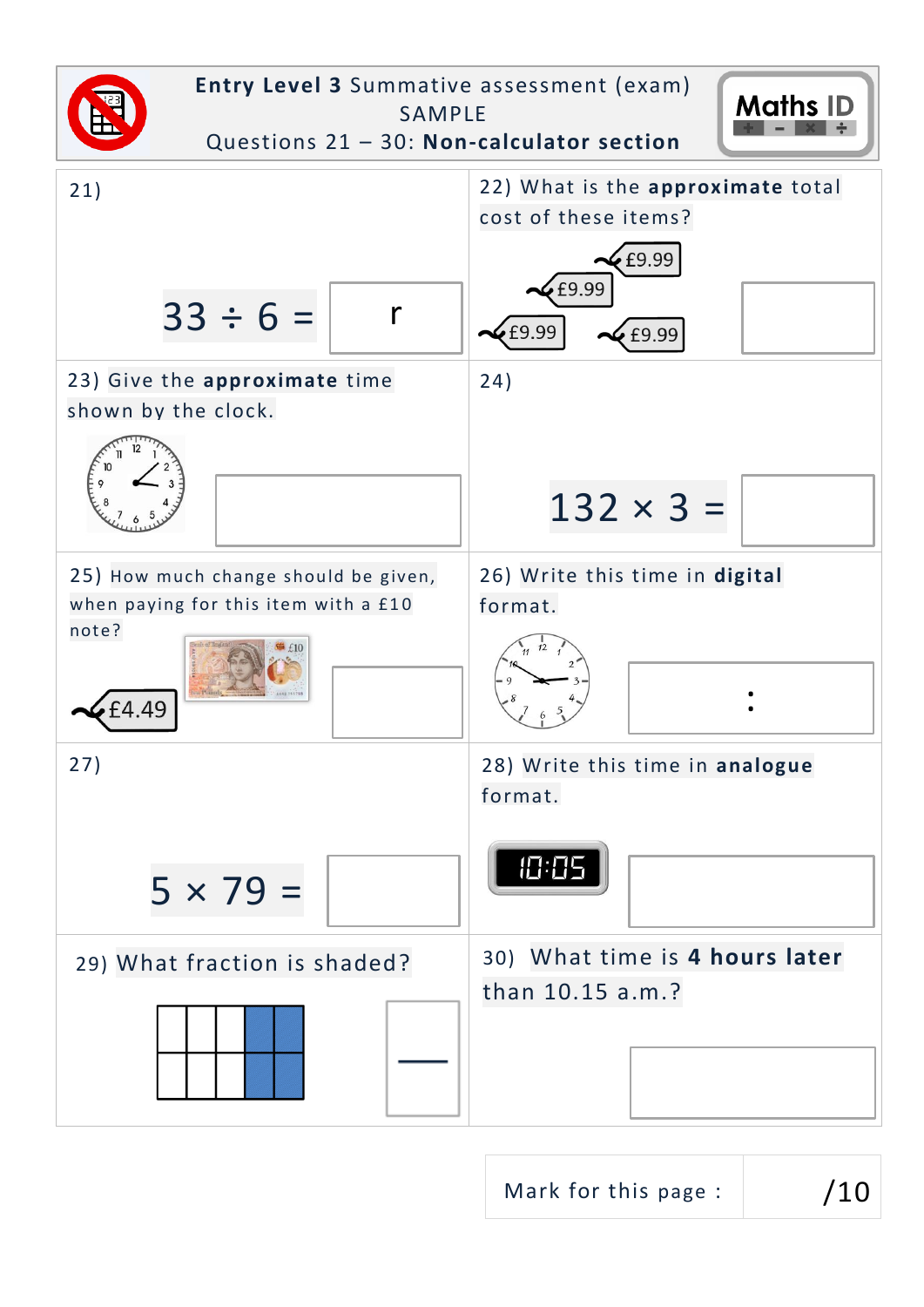**Entry Level 3** Summative assessment (exam)

SAMPLE

Questions 21 – 30: **Non-calculator section**

Maths ID

21)

$33 \div 6 =$ ____ r ____

22) What is the **approximate** total cost of these items?

£9.99

£9.99

£9.99

£9.99

23) Give the **approximate** time shown by the clock.

24)

$132 \times 3 =$

25) How much change should be given, when paying for this item with a £10 note?

£4.49

26) Write this time in **digital** format.

____ : ____

27)

$5 \times 79 =$

28) Write this time in **analogue** format.

10:05

29) What fraction is shaded?

30) What time is **4 hours later** than 10.15 a.m.?

Mark for this page : /10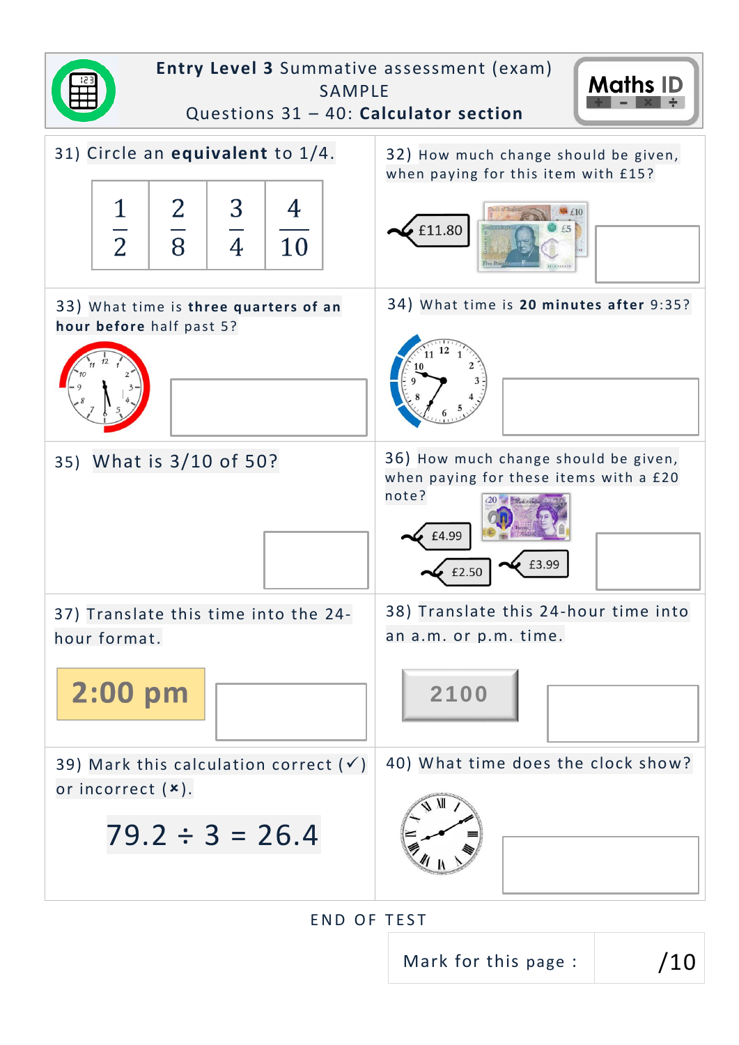**Entry Level 3** Summative assessment (exam)
SAMPLE
Questions 31 – 40: **Calculator section**

Maths ID

31) Circle an **equivalent** to 1/4.

| $\frac{1}{2}$ | $\frac{2}{8}$ | $\frac{3}{4}$ | $\frac{4}{10}$ |
|---|---|---|---|

32) How much change should be given, when paying for this item with £15?

£11.80

33) What time is **three quarters of an hour before** half past 5?

34) What time is **20 minutes after** 9:35?

35) What is 3/10 of 50?

36) How much change should be given, when paying for these items with a £20 note?

£4.99

£2.50

£3.99

37) Translate this time into the 24-hour format.

**2:00 pm**

38) Translate this 24-hour time into an a.m. or p.m. time.

**2100**

39) Mark this calculation correct (✓) or incorrect (✗).

$$79.2 \div 3 = 26.4$$

40) What time does the clock show?

END OF TEST

| Mark for this page : | /10 |
|---|---|